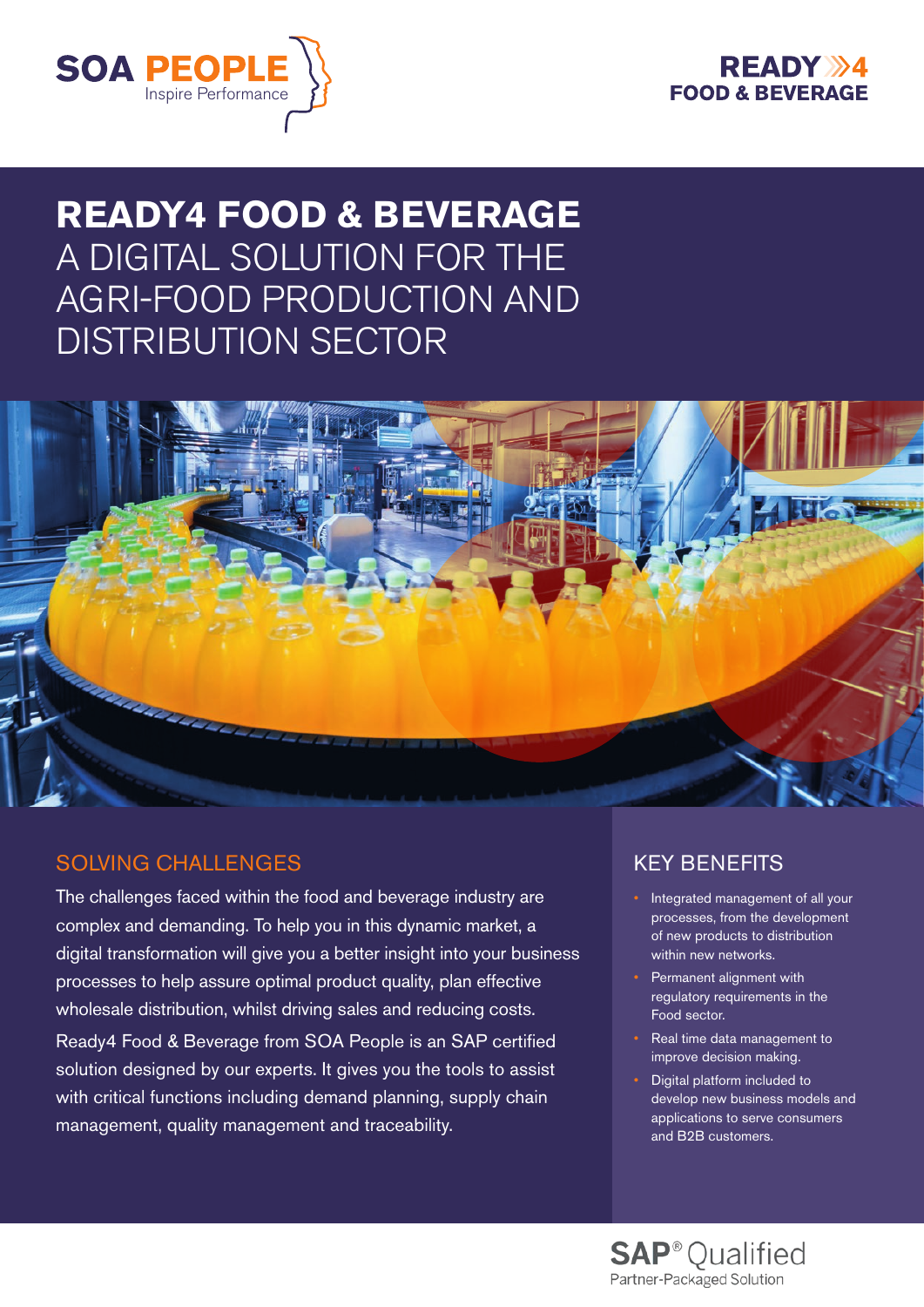SOA PEOPLE
Inspire Performance

READY»4
FOOD & BEVERAGE

# READY4 FOOD & BEVERAGE
# A DIGITAL SOLUTION FOR THE AGRI-FOOD PRODUCTION AND DISTRIBUTION SECTOR

## SOLVING CHALLENGES

The challenges faced within the food and beverage industry are complex and demanding. To help you in this dynamic market, a digital transformation will give you a better insight into your business processes to help assure optimal product quality, plan effective wholesale distribution, whilst driving sales and reducing costs.

Ready4 Food & Beverage from SOA People is an SAP certified solution designed by our experts. It gives you the tools to assist with critical functions including demand planning, supply chain management, quality management and traceability.

## KEY BENEFITS

- Integrated management of all your processes, from the development of new products to distribution within new networks.
- Permanent alignment with regulatory requirements in the Food sector.
- Real time data management to improve decision making.
- Digital platform included to develop new business models and applications to serve consumers and B2B customers.

SAP® Qualified
Partner-Packaged Solution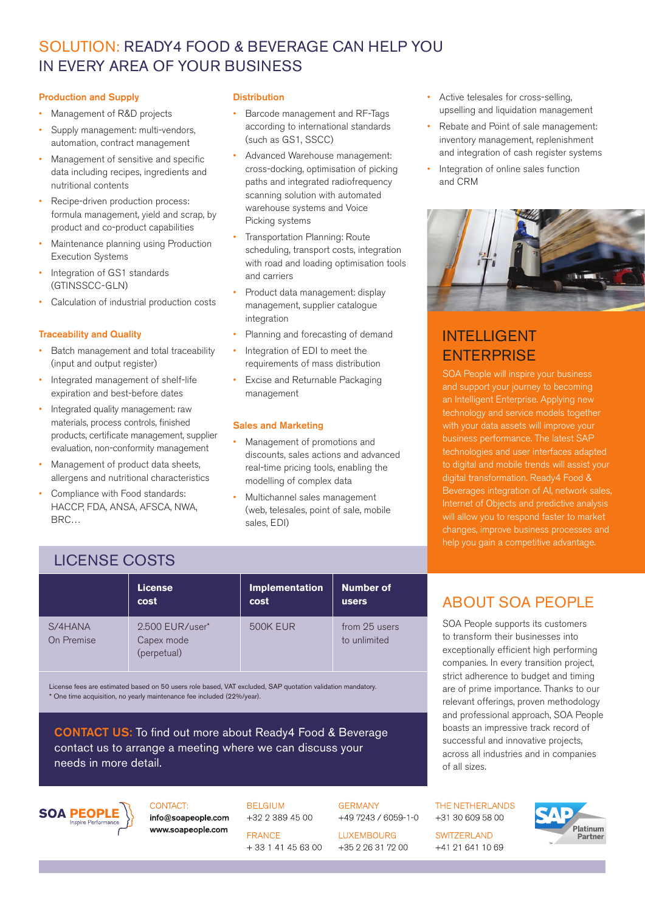# SOLUTION: READY4 FOOD & BEVERAGE CAN HELP YOU IN EVERY AREA OF YOUR BUSINESS

### Production and Supply

- Management of R&D projects
- Supply management: multi-vendors, automation, contract management
- Management of sensitive and specific data including recipes, ingredients and nutritional contents
- Recipe-driven production process: formula management, yield and scrap, by product and co-product capabilities
- Maintenance planning using Production Execution Systems
- Integration of GS1 standards (GTINSSCC-GLN)
- Calculation of industrial production costs

### Traceability and Quality

- Batch management and total traceability (input and output register)
- Integrated management of shelf-life expiration and best-before dates
- Integrated quality management: raw materials, process controls, finished products, certificate management, supplier evaluation, non-conformity management
- Management of product data sheets, allergens and nutritional characteristics
- Compliance with Food standards: HACCP, FDA, ANSA, AFSCA, NWA, BRC…

### Distribution

- Barcode management and RF-Tags according to international standards (such as GS1, SSCC)
- Advanced Warehouse management: cross-docking, optimisation of picking paths and integrated radiofrequency scanning solution with automated warehouse systems and Voice Picking systems
- Transportation Planning: Route scheduling, transport costs, integration with road and loading optimisation tools and carriers
- Product data management: display management, supplier catalogue integration
- Planning and forecasting of demand
- Integration of EDI to meet the requirements of mass distribution
- Excise and Returnable Packaging management

### Sales and Marketing

- Management of promotions and discounts, sales actions and advanced real-time pricing tools, enabling the modelling of complex data
- Multichannel sales management (web, telesales, point of sale, mobile sales, EDI)
- Active telesales for cross-selling, upselling and liquidation management
- Rebate and Point of sale management: inventory management, replenishment and integration of cash register systems
- Integration of online sales function and CRM

## INTELLIGENT ENTERPRISE

SOA People will inspire your business and support your journey to becoming an Intelligent Enterprise. Applying new technology and service models together with your data assets will improve your business performance. The latest SAP technologies and user interfaces adapted to digital and mobile trends will assist your digital transformation. Ready4 Food & Beverages integration of AI, network sales, Internet of Objects and predictive analysis will allow you to respond faster to market changes, improve business processes and help you gain a competitive advantage.

## LICENSE COSTS

| | License cost | Implementation cost | Number of users |
|---|---|---|---|
| S/4HANA On Premise | 2.500 EUR/user* Capex mode (perpetual) | 500K EUR | from 25 users to unlimited |

License fees are estimated based on 50 users role based, VAT excluded, SAP quotation validation mandatory.
* One time acquisition, no yearly maintenance fee included (22%/year).

**CONTACT US:** To find out more about Ready4 Food & Beverage contact us to arrange a meeting where we can discuss your needs in more detail.

## ABOUT SOA PEOPLE

SOA People supports its customers to transform their businesses into exceptionally efficient high performing companies. In every transition project, strict adherence to budget and timing are of prime importance. Thanks to our relevant offerings, proven methodology and professional approach, SOA People boasts an impressive track record of successful and innovative projects, across all industries and in companies of all sizes.

SOA PEOPLE Inspire Performance

CONTACT:
**info@soapeople.com**
**www.soapeople.com**

BELGIUM
+32 2 389 45 00

FRANCE
+ 33 1 41 45 63 00

GERMANY
+49 7243 / 6059-1-0

LUXEMBOURG
+35 2 26 31 72 00

THE NETHERLANDS
+31 30 609 58 00

SWITZERLAND
+41 21 641 10 69

SAP Platinum Partner